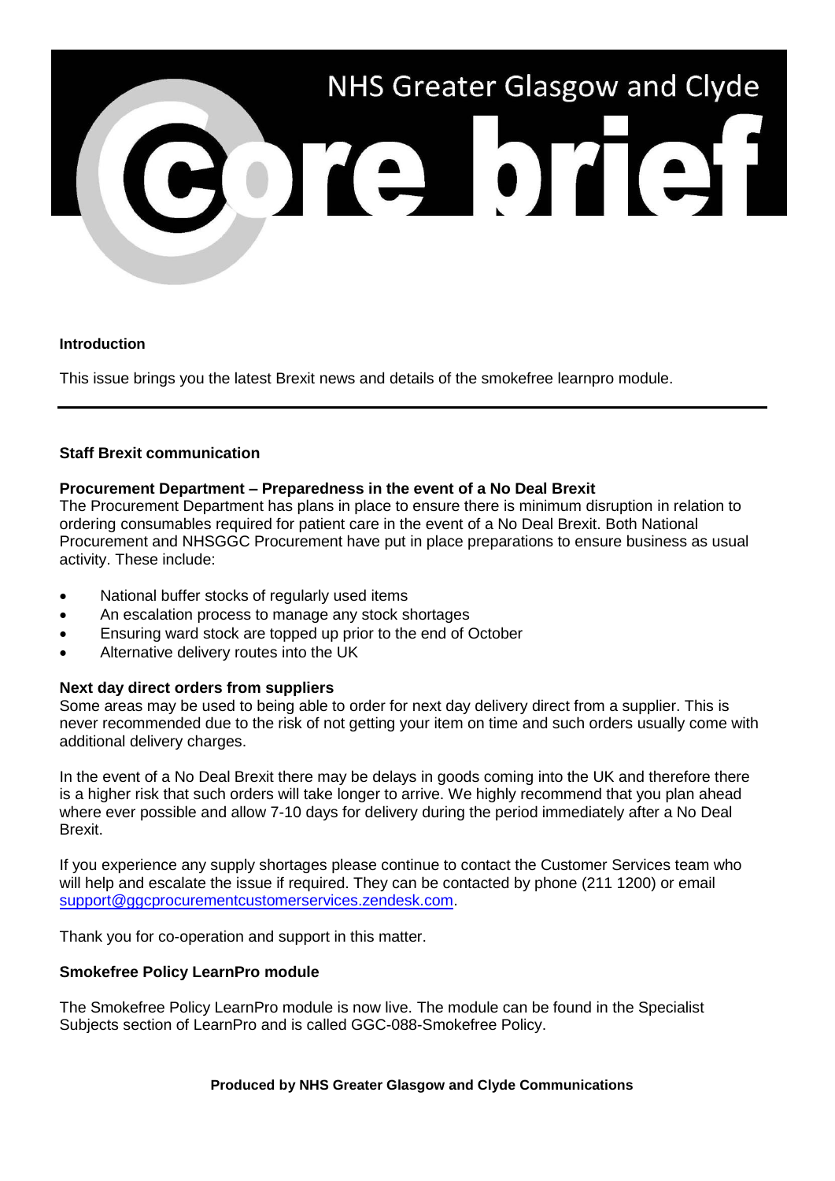# NHS Greater Glasgow and Clyde

# core brief

**Introduction**

This issue brings you the latest Brexit news and details of the smokefree learnpro module.

---

**Staff Brexit communication**

**Procurement Department – Preparedness in the event of a No Deal Brexit**

The Procurement Department has plans in place to ensure there is minimum disruption in relation to ordering consumables required for patient care in the event of a No Deal Brexit. Both National Procurement and NHSGGC Procurement have put in place preparations to ensure business as usual activity. These include:

- National buffer stocks of regularly used items
- An escalation process to manage any stock shortages
- Ensuring ward stock are topped up prior to the end of October
- Alternative delivery routes into the UK

**Next day direct orders from suppliers**

Some areas may be used to being able to order for next day delivery direct from a supplier. This is never recommended due to the risk of not getting your item on time and such orders usually come with additional delivery charges.

In the event of a No Deal Brexit there may be delays in goods coming into the UK and therefore there is a higher risk that such orders will take longer to arrive. We highly recommend that you plan ahead where ever possible and allow 7-10 days for delivery during the period immediately after a No Deal Brexit.

If you experience any supply shortages please continue to contact the Customer Services team who will help and escalate the issue if required. They can be contacted by phone (211 1200) or email support@ggcprocurementcustomerservices.zendesk.com.

Thank you for co-operation and support in this matter.

**Smokefree Policy LearnPro module**

The Smokefree Policy LearnPro module is now live. The module can be found in the Specialist Subjects section of LearnPro and is called GGC-088-Smokefree Policy.

**Produced by NHS Greater Glasgow and Clyde Communications**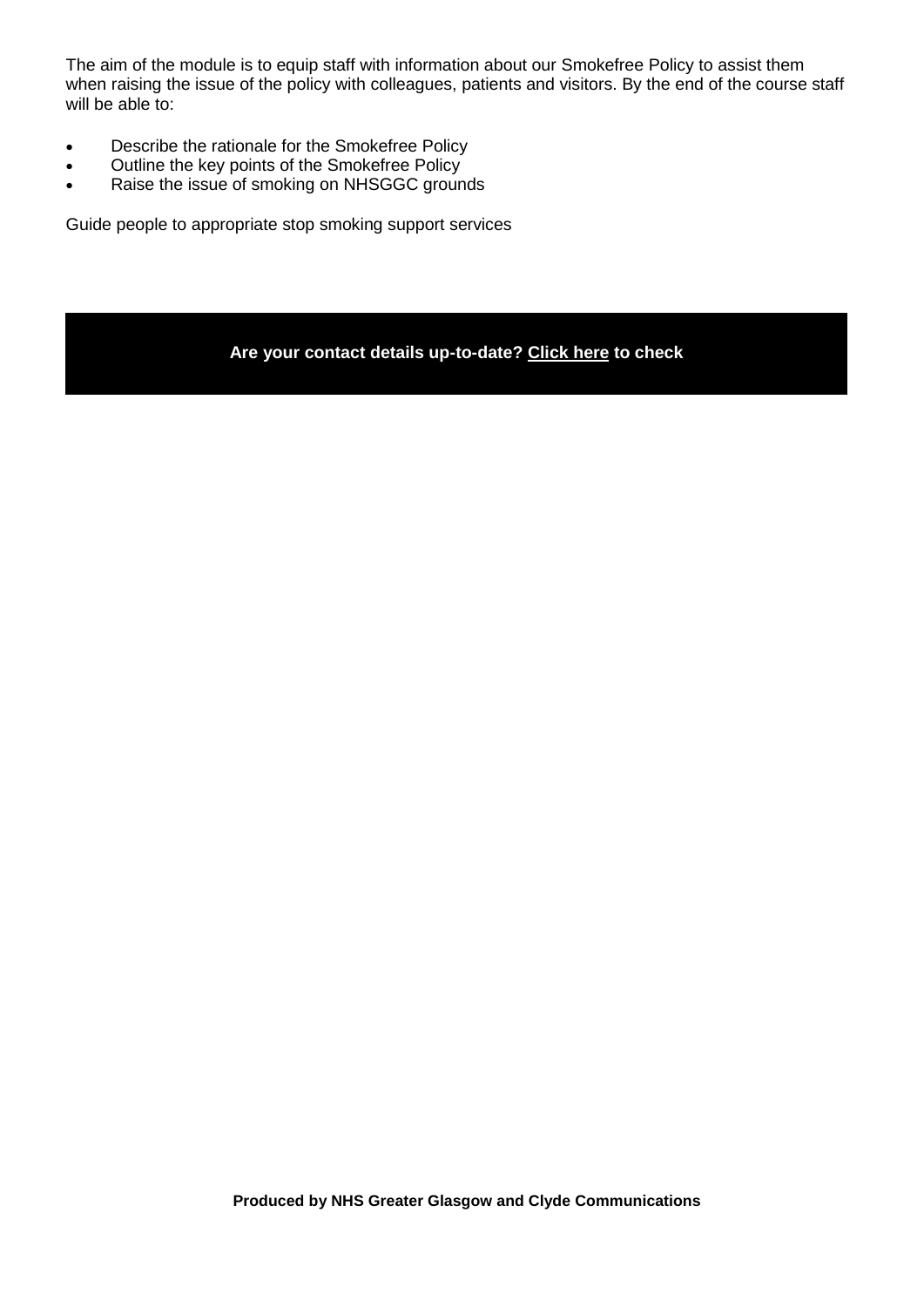The aim of the module is to equip staff with information about our Smokefree Policy to assist them when raising the issue of the policy with colleagues, patients and visitors. By the end of the course staff will be able to:

- Describe the rationale for the Smokefree Policy
- Outline the key points of the Smokefree Policy
- Raise the issue of smoking on NHSGGC grounds

Guide people to appropriate stop smoking support services

**Are your contact details up-to-date? Click here to check**

**Produced by NHS Greater Glasgow and Clyde Communications**